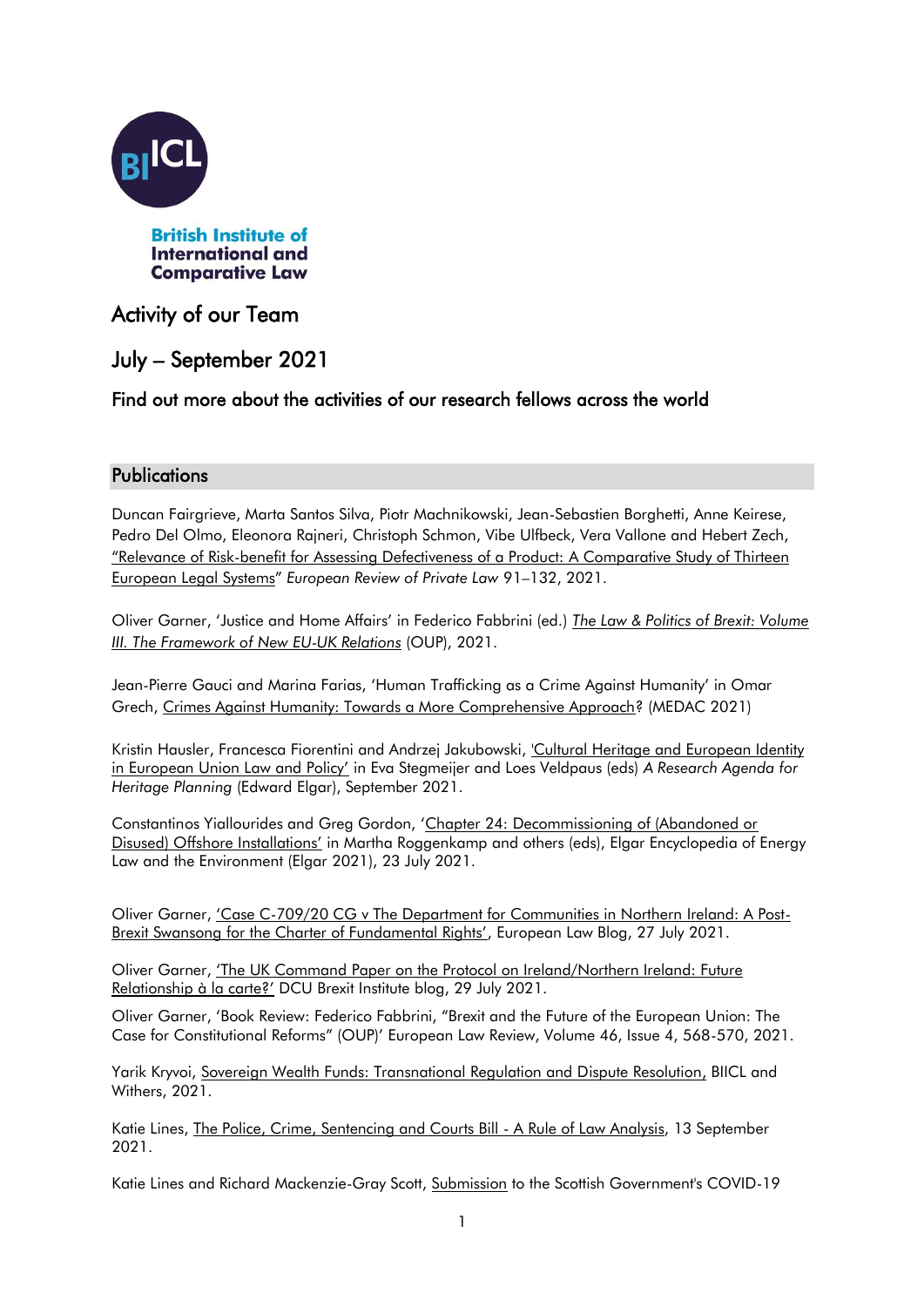British Institute of International and Comparative Law

# Activity of our Team

# July – September 2021

### Find out more about the activities of our research fellows across the world

## Publications

Duncan Fairgrieve, Marta Santos Silva, Piotr Machnikowski, Jean-Sebastien Borghetti, Anne Keirese, Pedro Del Olmo, Eleonora Rajneri, Christoph Schmon, Vibe Ulfbeck, Vera Vallone and Hebert Zech, "Relevance of Risk-benefit for Assessing Defectiveness of a Product: A Comparative Study of Thirteen European Legal Systems" *European Review of Private Law* 91–132, 2021.

Oliver Garner, 'Justice and Home Affairs' in Federico Fabbrini (ed.) *The Law & Politics of Brexit: Volume III. The Framework of New EU-UK Relations* (OUP), 2021.

Jean-Pierre Gauci and Marina Farias, 'Human Trafficking as a Crime Against Humanity' in Omar Grech, Crimes Against Humanity: Towards a More Comprehensive Approach? (MEDAC 2021)

Kristin Hausler, Francesca Fiorentini and Andrzej Jakubowski, 'Cultural Heritage and European Identity in European Union Law and Policy' in Eva Stegmeijer and Loes Veldpaus (eds) *A Research Agenda for Heritage Planning* (Edward Elgar), September 2021.

Constantinos Yiallourides and Greg Gordon, 'Chapter 24: Decommissioning of (Abandoned or Disused) Offshore Installations' in Martha Roggenkamp and others (eds), Elgar Encyclopedia of Energy Law and the Environment (Elgar 2021), 23 July 2021.

Oliver Garner, 'Case C-709/20 CG v The Department for Communities in Northern Ireland: A Post-Brexit Swansong for the Charter of Fundamental Rights', European Law Blog, 27 July 2021.

Oliver Garner, 'The UK Command Paper on the Protocol on Ireland/Northern Ireland: Future Relationship à la carte?' DCU Brexit Institute blog, 29 July 2021.

Oliver Garner, 'Book Review: Federico Fabbrini, "Brexit and the Future of the European Union: The Case for Constitutional Reforms" (OUP)' European Law Review, Volume 46, Issue 4, 568-570, 2021.

Yarik Kryvoi, Sovereign Wealth Funds: Transnational Regulation and Dispute Resolution, BIICL and Withers, 2021.

Katie Lines, The Police, Crime, Sentencing and Courts Bill - A Rule of Law Analysis, 13 September 2021.

Katie Lines and Richard Mackenzie-Gray Scott, Submission to the Scottish Government's COVID-19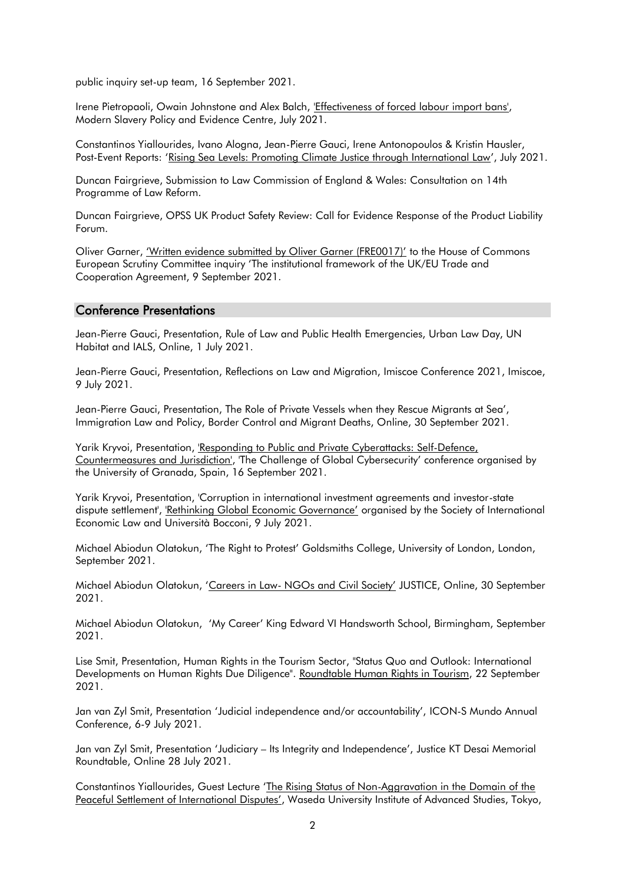public inquiry set-up team, 16 September 2021.

Irene Pietropaoli, Owain Johnstone and Alex Balch, 'Effectiveness of forced labour import bans', Modern Slavery Policy and Evidence Centre, July 2021.

Constantinos Yiallourides, Ivano Alogna, Jean-Pierre Gauci, Irene Antonopoulos & Kristin Hausler, Post-Event Reports: 'Rising Sea Levels: Promoting Climate Justice through International Law', July 2021.

Duncan Fairgrieve, Submission to Law Commission of England & Wales: Consultation on 14th Programme of Law Reform.

Duncan Fairgrieve, OPSS UK Product Safety Review: Call for Evidence Response of the Product Liability Forum.

Oliver Garner, 'Written evidence submitted by Oliver Garner (FRE0017)' to the House of Commons European Scrutiny Committee inquiry 'The institutional framework of the UK/EU Trade and Cooperation Agreement, 9 September 2021.

## Conference Presentations

Jean-Pierre Gauci, Presentation, Rule of Law and Public Health Emergencies, Urban Law Day, UN Habitat and IALS, Online, 1 July 2021.

Jean-Pierre Gauci, Presentation, Reflections on Law and Migration, Imiscoe Conference 2021, Imiscoe, 9 July 2021.

Jean-Pierre Gauci, Presentation, The Role of Private Vessels when they Rescue Migrants at Sea', Immigration Law and Policy, Border Control and Migrant Deaths, Online, 30 September 2021.

Yarik Kryvoi, Presentation, 'Responding to Public and Private Cyberattacks: Self-Defence, Countermeasures and Jurisdiction', 'The Challenge of Global Cybersecurity' conference organised by the University of Granada, Spain, 16 September 2021.

Yarik Kryvoi, Presentation, 'Corruption in international investment agreements and investor-state dispute settlement', 'Rethinking Global Economic Governance' organised by the Society of International Economic Law and Università Bocconi, 9 July 2021.

Michael Abiodun Olatokun, 'The Right to Protest' Goldsmiths College, University of London, London, September 2021.

Michael Abiodun Olatokun, 'Careers in Law- NGOs and Civil Society' JUSTICE, Online, 30 September 2021.

Michael Abiodun Olatokun, 'My Career' King Edward VI Handsworth School, Birmingham, September 2021.

Lise Smit, Presentation, Human Rights in the Tourism Sector, "Status Quo and Outlook: International Developments on Human Rights Due Diligence". Roundtable Human Rights in Tourism, 22 September 2021.

Jan van Zyl Smit, Presentation 'Judicial independence and/or accountability', ICON-S Mundo Annual Conference, 6-9 July 2021.

Jan van Zyl Smit, Presentation 'Judiciary – Its Integrity and Independence', Justice KT Desai Memorial Roundtable, Online 28 July 2021.

Constantinos Yiallourides, Guest Lecture 'The Rising Status of Non-Aggravation in the Domain of the Peaceful Settlement of International Disputes', Waseda University Institute of Advanced Studies, Tokyo,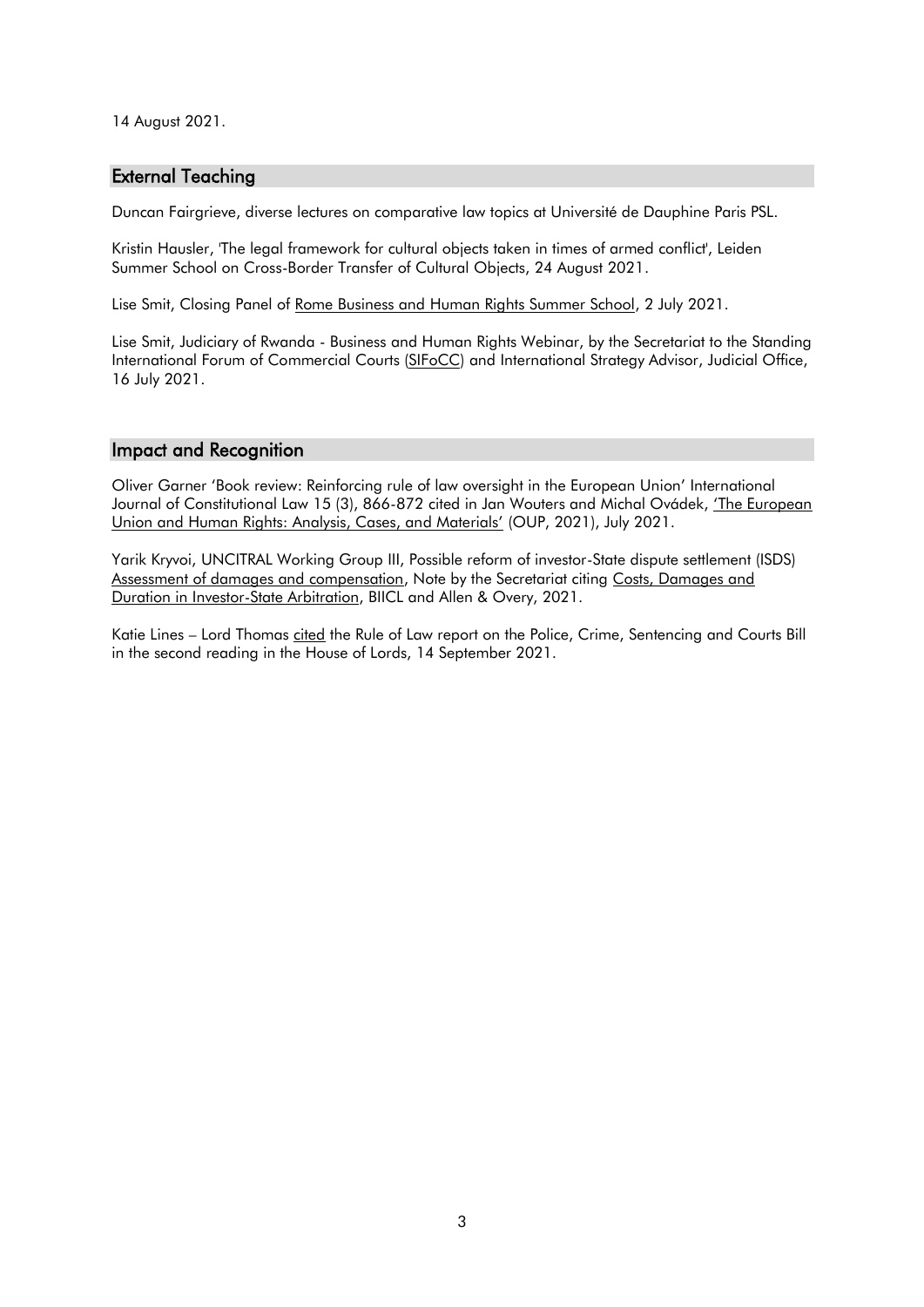14 August 2021.

## External Teaching

Duncan Fairgrieve, diverse lectures on comparative law topics at Université de Dauphine Paris PSL.

Kristin Hausler, 'The legal framework for cultural objects taken in times of armed conflict', Leiden Summer School on Cross-Border Transfer of Cultural Objects, 24 August 2021.

Lise Smit, Closing Panel of Rome Business and Human Rights Summer School, 2 July 2021.

Lise Smit, Judiciary of Rwanda - Business and Human Rights Webinar, by the Secretariat to the Standing International Forum of Commercial Courts (SIFoCC) and International Strategy Advisor, Judicial Office, 16 July 2021.

## Impact and Recognition

Oliver Garner 'Book review: Reinforcing rule of law oversight in the European Union' International Journal of Constitutional Law 15 (3), 866-872 cited in Jan Wouters and Michal Ovádek, 'The European Union and Human Rights: Analysis, Cases, and Materials' (OUP, 2021), July 2021.

Yarik Kryvoi, UNCITRAL Working Group III, Possible reform of investor-State dispute settlement (ISDS) Assessment of damages and compensation, Note by the Secretariat citing Costs, Damages and Duration in Investor-State Arbitration, BIICL and Allen & Overy, 2021.

Katie Lines – Lord Thomas cited the Rule of Law report on the Police, Crime, Sentencing and Courts Bill in the second reading in the House of Lords, 14 September 2021.